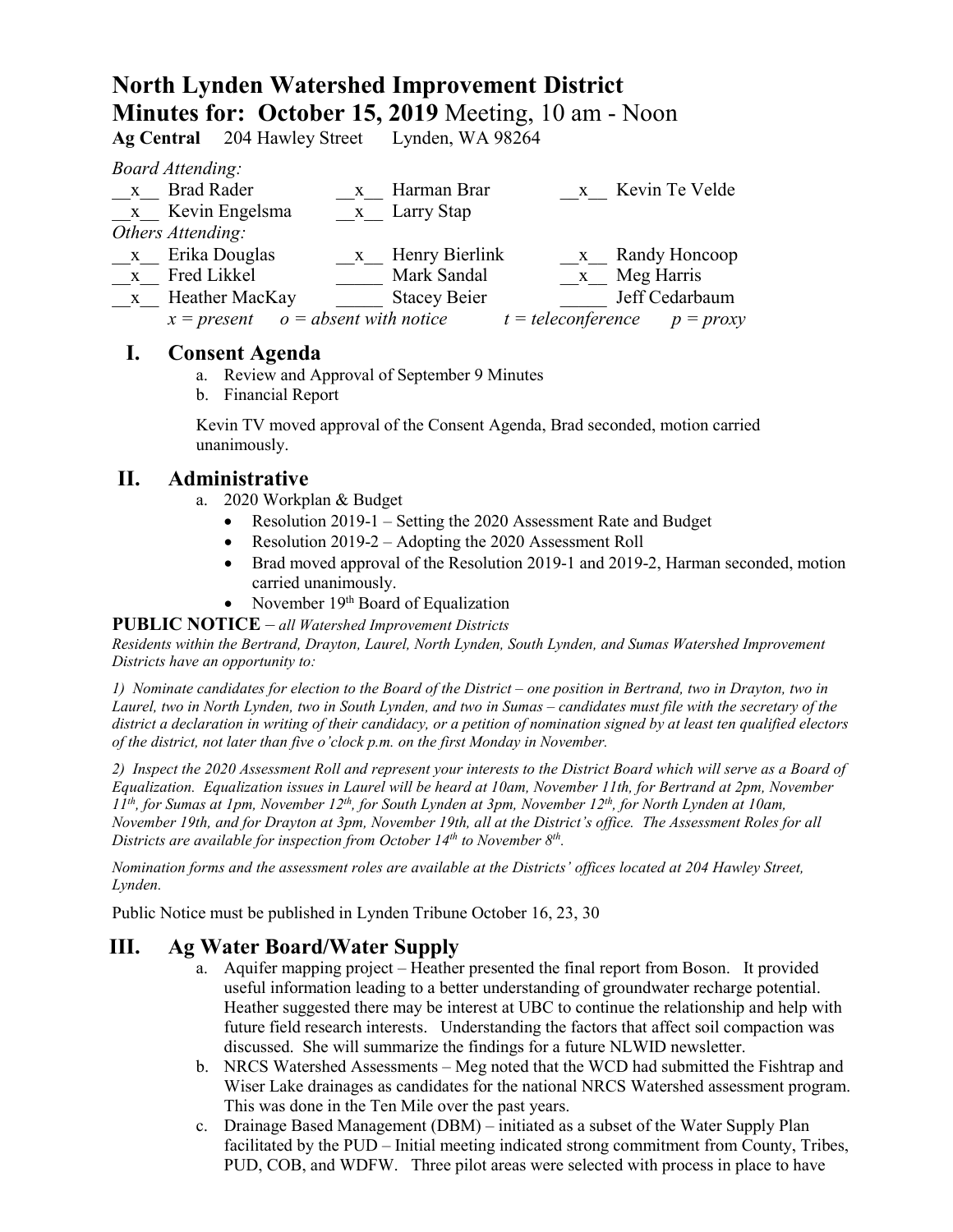# North Lynden Watershed Improvement District

## Minutes for: October 15, 2019 Meeting, 10 am - Noon

**Ag Central** 204 Hawley Street Lynden, WA 98264

*Board Attending:*

| | | | | | |
|---|---|---|---|---|---|
| x | Brad Rader | x | Harman Brar | x | Kevin Te Velde |
| x | Kevin Engelsma | x | Larry Stap | | |

*Others Attending:*

| | | | | | |
|---|---|---|---|---|---|
| x | Erika Douglas | x | Henry Bierlink | x | Randy Honcoop |
| x | Fred Likkel | | Mark Sandal | x | Meg Harris |
| x | Heather MacKay | | Stacey Beier | | Jeff Cedarbaum |

*x = present o = absent with notice t = teleconference p = proxy*

## I. Consent Agenda

a. Review and Approval of September 9 Minutes
b. Financial Report

Kevin TV moved approval of the Consent Agenda, Brad seconded, motion carried unanimously.

## II. Administrative

a. 2020 Workplan & Budget
   - Resolution 2019-1 – Setting the 2020 Assessment Rate and Budget
   - Resolution 2019-2 – Adopting the 2020 Assessment Roll
   - Brad moved approval of the Resolution 2019-1 and 2019-2, Harman seconded, motion carried unanimously.
   - November 19th Board of Equalization

**PUBLIC NOTICE** – *all Watershed Improvement Districts*

*Residents within the Bertrand, Drayton, Laurel, North Lynden, South Lynden, and Sumas Watershed Improvement Districts have an opportunity to:*

*1) Nominate candidates for election to the Board of the District – one position in Bertrand, two in Drayton, two in Laurel, two in North Lynden, two in South Lynden, and two in Sumas – candidates must file with the secretary of the district a declaration in writing of their candidacy, or a petition of nomination signed by at least ten qualified electors of the district, not later than five o'clock p.m. on the first Monday in November.*

*2) Inspect the 2020 Assessment Roll and represent your interests to the District Board which will serve as a Board of Equalization. Equalization issues in Laurel will be heard at 10am, November 11th, for Bertrand at 2pm, November 11th, for Sumas at 1pm, November 12th, for South Lynden at 3pm, November 12th, for North Lynden at 10am, November 19th, and for Drayton at 3pm, November 19th, all at the District's office. The Assessment Roles for all Districts are available for inspection from October 14th to November 8th.*

*Nomination forms and the assessment roles are available at the Districts' offices located at 204 Hawley Street, Lynden.*

Public Notice must be published in Lynden Tribune October 16, 23, 30

## III. Ag Water Board/Water Supply

a. Aquifer mapping project – Heather presented the final report from Boson. It provided useful information leading to a better understanding of groundwater recharge potential. Heather suggested there may be interest at UBC to continue the relationship and help with future field research interests. Understanding the factors that affect soil compaction was discussed. She will summarize the findings for a future NLWID newsletter.
b. NRCS Watershed Assessments – Meg noted that the WCD had submitted the Fishtrap and Wiser Lake drainages as candidates for the national NRCS Watershed assessment program. This was done in the Ten Mile over the past years.
c. Drainage Based Management (DBM) – initiated as a subset of the Water Supply Plan facilitated by the PUD – Initial meeting indicated strong commitment from County, Tribes, PUD, COB, and WDFW. Three pilot areas were selected with process in place to have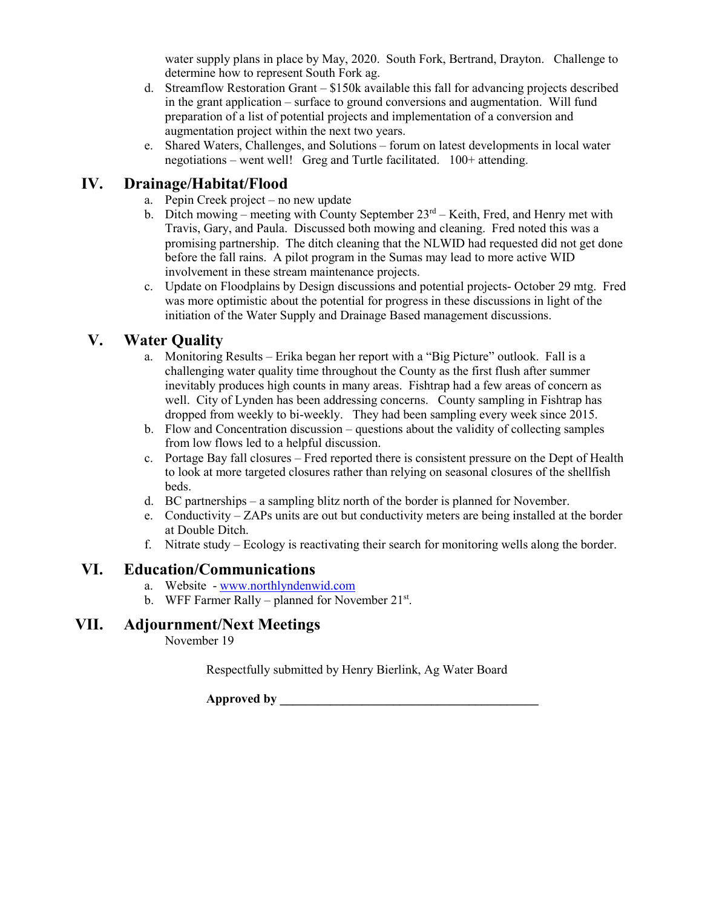water supply plans in place by May, 2020. South Fork, Bertrand, Drayton. Challenge to determine how to represent South Fork ag.

d. Streamflow Restoration Grant – $150k available this fall for advancing projects described in the grant application – surface to ground conversions and augmentation. Will fund preparation of a list of potential projects and implementation of a conversion and augmentation project within the next two years.
e. Shared Waters, Challenges, and Solutions – forum on latest developments in local water negotiations – went well! Greg and Turtle facilitated. 100+ attending.

## IV. Drainage/Habitat/Flood

a. Pepin Creek project – no new update
b. Ditch mowing – meeting with County September 23rd – Keith, Fred, and Henry met with Travis, Gary, and Paula. Discussed both mowing and cleaning. Fred noted this was a promising partnership. The ditch cleaning that the NLWID had requested did not get done before the fall rains. A pilot program in the Sumas may lead to more active WID involvement in these stream maintenance projects.
c. Update on Floodplains by Design discussions and potential projects- October 29 mtg. Fred was more optimistic about the potential for progress in these discussions in light of the initiation of the Water Supply and Drainage Based management discussions.

## V. Water Quality

a. Monitoring Results – Erika began her report with a "Big Picture" outlook. Fall is a challenging water quality time throughout the County as the first flush after summer inevitably produces high counts in many areas. Fishtrap had a few areas of concern as well. City of Lynden has been addressing concerns. County sampling in Fishtrap has dropped from weekly to bi-weekly. They had been sampling every week since 2015.
b. Flow and Concentration discussion – questions about the validity of collecting samples from low flows led to a helpful discussion.
c. Portage Bay fall closures – Fred reported there is consistent pressure on the Dept of Health to look at more targeted closures rather than relying on seasonal closures of the shellfish beds.
d. BC partnerships – a sampling blitz north of the border is planned for November.
e. Conductivity – ZAPs units are out but conductivity meters are being installed at the border at Double Ditch.
f. Nitrate study – Ecology is reactivating their search for monitoring wells along the border.

## VI. Education/Communications

a. Website - [www.northlyndenwid.com](http://www.northlyndenwid.com)
b. WFF Farmer Rally – planned for November 21st.

## VII. Adjournment/Next Meetings

November 19

Respectfully submitted by Henry Bierlink, Ag Water Board

**Approved by \_\_\_\_\_\_\_\_\_\_\_\_\_\_\_\_\_\_\_\_\_\_\_\_\_\_\_\_\_\_\_\_\_\_\_\_\_\_\_\_**